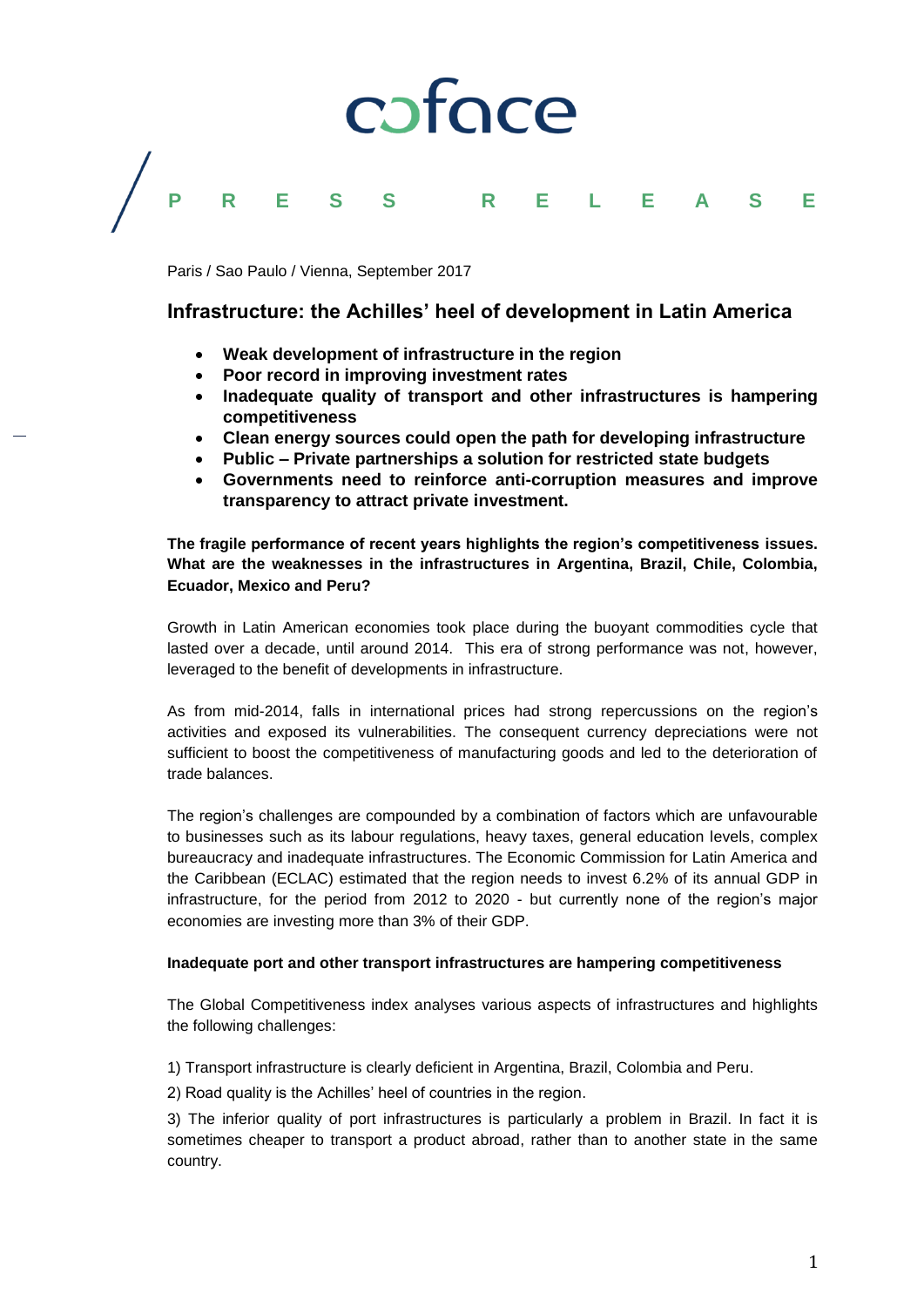# coface

**PRESS RELEASE**

Paris / Sao Paulo / Vienna, September 2017

## Infrastructure: the Achilles' heel of development in Latin America

- **Weak development of infrastructure in the region**
- **Poor record in improving investment rates**
- **Inadequate quality of transport and other infrastructures is hampering competitiveness**
- **Clean energy sources could open the path for developing infrastructure**
- **Public – Private partnerships a solution for restricted state budgets**
- **Governments need to reinforce anti-corruption measures and improve transparency to attract private investment.**

**The fragile performance of recent years highlights the region's competitiveness issues. What are the weaknesses in the infrastructures in Argentina, Brazil, Chile, Colombia, Ecuador, Mexico and Peru?**

Growth in Latin American economies took place during the buoyant commodities cycle that lasted over a decade, until around 2014. This era of strong performance was not, however, leveraged to the benefit of developments in infrastructure.

As from mid-2014, falls in international prices had strong repercussions on the region's activities and exposed its vulnerabilities. The consequent currency depreciations were not sufficient to boost the competitiveness of manufacturing goods and led to the deterioration of trade balances.

The region's challenges are compounded by a combination of factors which are unfavourable to businesses such as its labour regulations, heavy taxes, general education levels, complex bureaucracy and inadequate infrastructures. The Economic Commission for Latin America and the Caribbean (ECLAC) estimated that the region needs to invest 6.2% of its annual GDP in infrastructure, for the period from 2012 to 2020 - but currently none of the region's major economies are investing more than 3% of their GDP.

**Inadequate port and other transport infrastructures are hampering competitiveness**

The Global Competitiveness index analyses various aspects of infrastructures and highlights the following challenges:

1) Transport infrastructure is clearly deficient in Argentina, Brazil, Colombia and Peru.

2) Road quality is the Achilles' heel of countries in the region.

3) The inferior quality of port infrastructures is particularly a problem in Brazil. In fact it is sometimes cheaper to transport a product abroad, rather than to another state in the same country.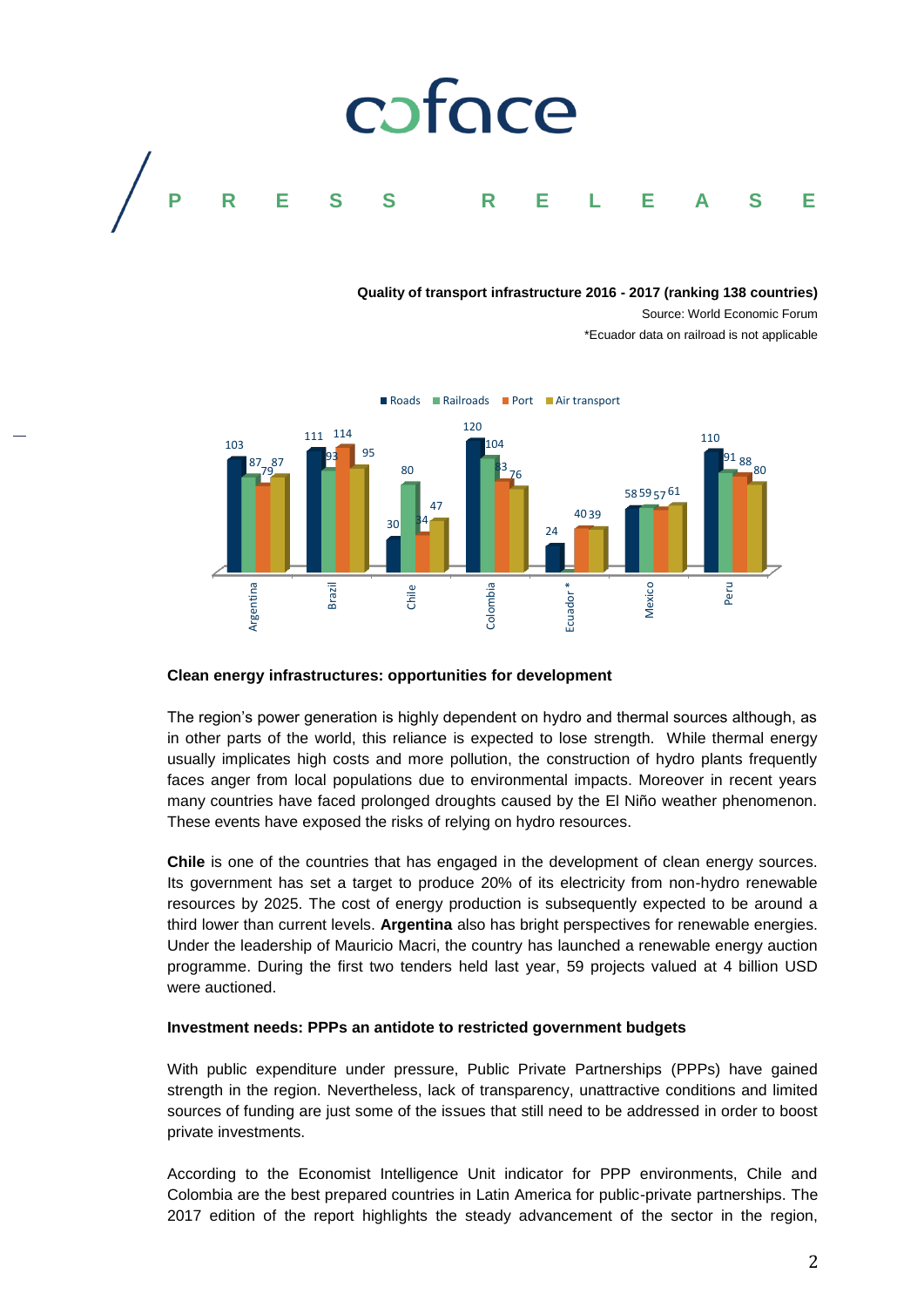**Quality of transport infrastructure 2016 - 2017 (ranking 138 countries)**

Source: World Economic Forum

*Ecuador data on railroad is not applicable

| Country | Roads | Railroads | Port | Air transport |
|---|---|---|---|---|
| Argentina | 103 | 87 | 79 | 87 |
| Brazil | 111 | 93 | 114 | 95 |
| Chile | 30 | 80 | 34 | 47 |
| Colombia | 120 | 104 | 83 | 76 |
| Ecuador * | 24 | | 40 | 39 |
| Mexico | 58 | 59 | 57 | 61 |
| Peru | 110 | 91 | 88 | 80 |

**Clean energy infrastructures: opportunities for development**

The region's power generation is highly dependent on hydro and thermal sources although, as in other parts of the world, this reliance is expected to lose strength. While thermal energy usually implicates high costs and more pollution, the construction of hydro plants frequently faces anger from local populations due to environmental impacts. Moreover in recent years many countries have faced prolonged droughts caused by the El Niño weather phenomenon. These events have exposed the risks of relying on hydro resources.

**Chile** is one of the countries that has engaged in the development of clean energy sources. Its government has set a target to produce 20% of its electricity from non-hydro renewable resources by 2025. The cost of energy production is subsequently expected to be around a third lower than current levels. **Argentina** also has bright perspectives for renewable energies. Under the leadership of Mauricio Macri, the country has launched a renewable energy auction programme. During the first two tenders held last year, 59 projects valued at 4 billion USD were auctioned.

**Investment needs: PPPs an antidote to restricted government budgets**

With public expenditure under pressure, Public Private Partnerships (PPPs) have gained strength in the region. Nevertheless, lack of transparency, unattractive conditions and limited sources of funding are just some of the issues that still need to be addressed in order to boost private investments.

According to the Economist Intelligence Unit indicator for PPP environments, Chile and Colombia are the best prepared countries in Latin America for public-private partnerships. The 2017 edition of the report highlights the steady advancement of the sector in the region,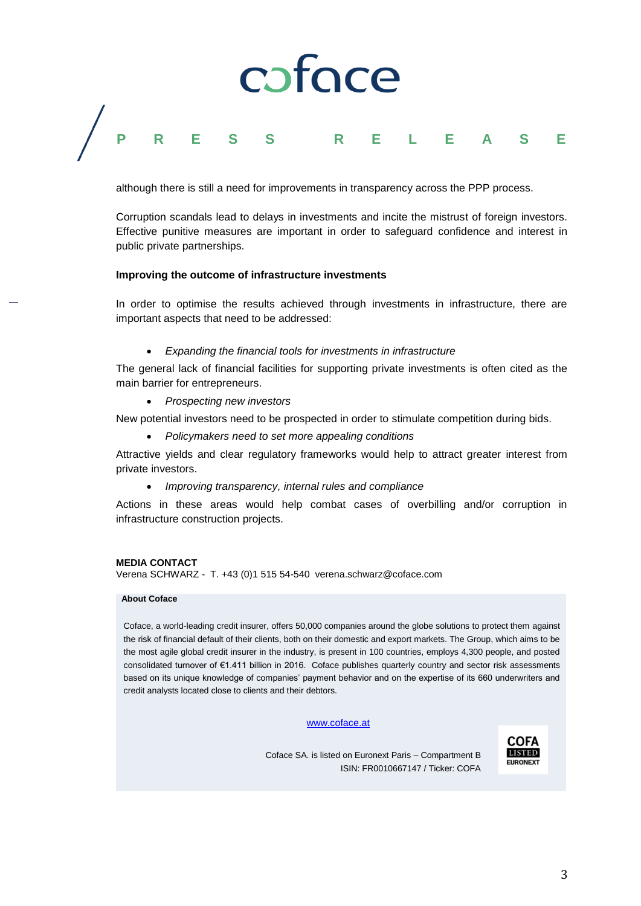although there is still a need for improvements in transparency across the PPP process.

Corruption scandals lead to delays in investments and incite the mistrust of foreign investors. Effective punitive measures are important in order to safeguard confidence and interest in public private partnerships.

**Improving the outcome of infrastructure investments**

In order to optimise the results achieved through investments in infrastructure, there are important aspects that need to be addressed:

- *Expanding the financial tools for investments in infrastructure*

The general lack of financial facilities for supporting private investments is often cited as the main barrier for entrepreneurs.

- *Prospecting new investors*

New potential investors need to be prospected in order to stimulate competition during bids.

- *Policymakers need to set more appealing conditions*

Attractive yields and clear regulatory frameworks would help to attract greater interest from private investors.

- *Improving transparency, internal rules and compliance*

Actions in these areas would help combat cases of overbilling and/or corruption in infrastructure construction projects.

**MEDIA CONTACT**
Verena SCHWARZ - T. +43 (0)1 515 54-540 verena.schwarz@coface.com

**About Coface**

Coface, a world-leading credit insurer, offers 50,000 companies around the globe solutions to protect them against the risk of financial default of their clients, both on their domestic and export markets. The Group, which aims to be the most agile global credit insurer in the industry, is present in 100 countries, employs 4,300 people, and posted consolidated turnover of €1.411 billion in 2016. Coface publishes quarterly country and sector risk assessments based on its unique knowledge of companies' payment behavior and on the expertise of its 660 underwriters and credit analysts located close to clients and their debtors.

www.coface.at

Coface SA. is listed on Euronext Paris – Compartment B
ISIN: FR0010667147 / Ticker: COFA